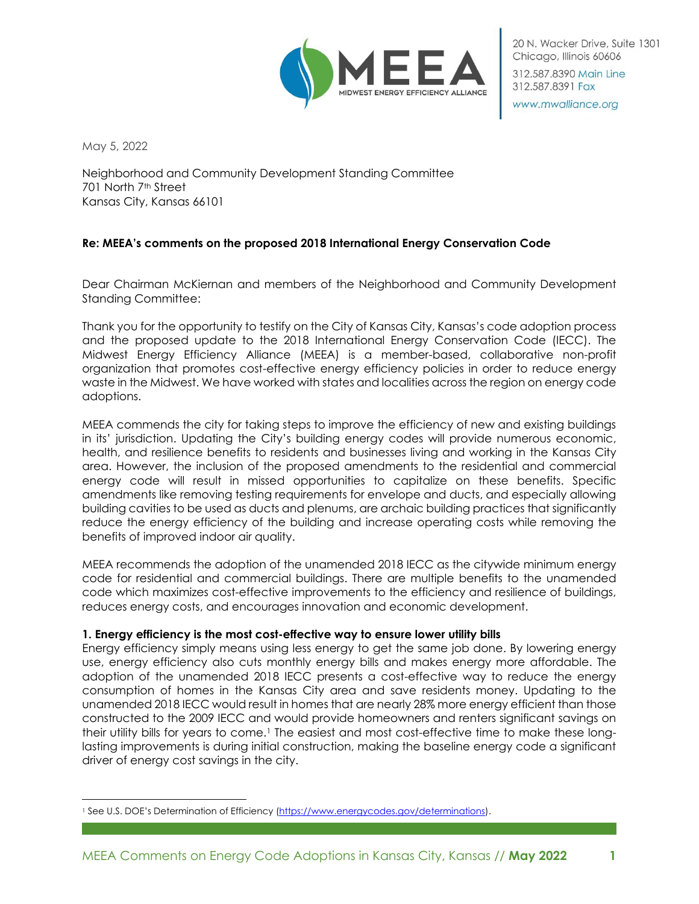MEEA
MIDWEST ENERGY EFFICIENCY ALLIANCE

20 N. Wacker Drive, Suite 1301
Chicago, Illinois 60606
312.587.8390 Main Line
312.587.8391 Fax
www.mwalliance.org

May 5, 2022

Neighborhood and Community Development Standing Committee
701 North 7th Street
Kansas City, Kansas 66101

**Re: MEEA's comments on the proposed 2018 International Energy Conservation Code**

Dear Chairman McKiernan and members of the Neighborhood and Community Development Standing Committee:

Thank you for the opportunity to testify on the City of Kansas City, Kansas's code adoption process and the proposed update to the 2018 International Energy Conservation Code (IECC). The Midwest Energy Efficiency Alliance (MEEA) is a member-based, collaborative non-profit organization that promotes cost-effective energy efficiency policies in order to reduce energy waste in the Midwest. We have worked with states and localities across the region on energy code adoptions.

MEEA commends the city for taking steps to improve the efficiency of new and existing buildings in its' jurisdiction. Updating the City's building energy codes will provide numerous economic, health, and resilience benefits to residents and businesses living and working in the Kansas City area. However, the inclusion of the proposed amendments to the residential and commercial energy code will result in missed opportunities to capitalize on these benefits. Specific amendments like removing testing requirements for envelope and ducts, and especially allowing building cavities to be used as ducts and plenums, are archaic building practices that significantly reduce the energy efficiency of the building and increase operating costs while removing the benefits of improved indoor air quality.

MEEA recommends the adoption of the unamended 2018 IECC as the citywide minimum energy code for residential and commercial buildings. There are multiple benefits to the unamended code which maximizes cost-effective improvements to the efficiency and resilience of buildings, reduces energy costs, and encourages innovation and economic development.

**1. Energy efficiency is the most cost-effective way to ensure lower utility bills**

Energy efficiency simply means using less energy to get the same job done. By lowering energy use, energy efficiency also cuts monthly energy bills and makes energy more affordable. The adoption of the unamended 2018 IECC presents a cost-effective way to reduce the energy consumption of homes in the Kansas City area and save residents money. Updating to the unamended 2018 IECC would result in homes that are nearly 28% more energy efficient than those constructed to the 2009 IECC and would provide homeowners and renters significant savings on their utility bills for years to come.[1] The easiest and most cost-effective time to make these long-lasting improvements is during initial construction, making the baseline energy code a significant driver of energy cost savings in the city.

[1] See U.S. DOE's Determination of Efficiency (https://www.energycodes.gov/determinations).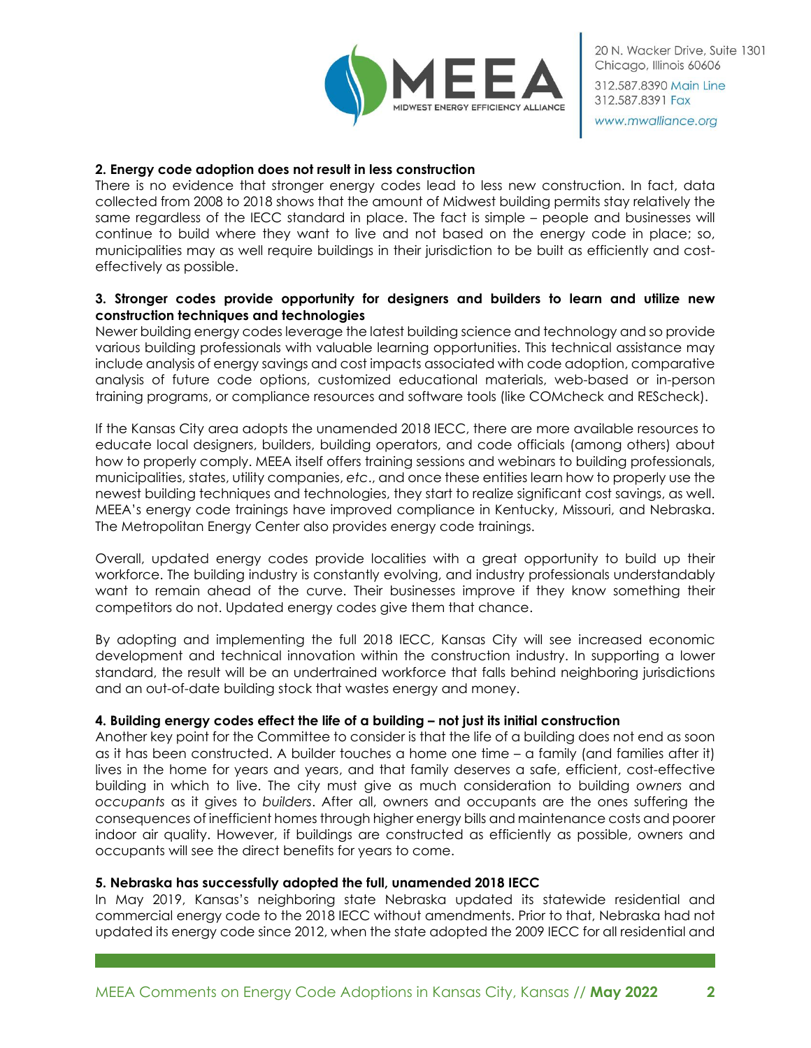**2. Energy code adoption does not result in less construction**

There is no evidence that stronger energy codes lead to less new construction. In fact, data collected from 2008 to 2018 shows that the amount of Midwest building permits stay relatively the same regardless of the IECC standard in place. The fact is simple – people and businesses will continue to build where they want to live and not based on the energy code in place; so, municipalities may as well require buildings in their jurisdiction to be built as efficiently and cost-effectively as possible.

**3. Stronger codes provide opportunity for designers and builders to learn and utilize new construction techniques and technologies**

Newer building energy codes leverage the latest building science and technology and so provide various building professionals with valuable learning opportunities. This technical assistance may include analysis of energy savings and cost impacts associated with code adoption, comparative analysis of future code options, customized educational materials, web-based or in-person training programs, or compliance resources and software tools (like COMcheck and REScheck).

If the Kansas City area adopts the unamended 2018 IECC, there are more available resources to educate local designers, builders, building operators, and code officials (among others) about how to properly comply. MEEA itself offers training sessions and webinars to building professionals, municipalities, states, utility companies, *etc*., and once these entities learn how to properly use the newest building techniques and technologies, they start to realize significant cost savings, as well. MEEA's energy code trainings have improved compliance in Kentucky, Missouri, and Nebraska. The Metropolitan Energy Center also provides energy code trainings.

Overall, updated energy codes provide localities with a great opportunity to build up their workforce. The building industry is constantly evolving, and industry professionals understandably want to remain ahead of the curve. Their businesses improve if they know something their competitors do not. Updated energy codes give them that chance.

By adopting and implementing the full 2018 IECC, Kansas City will see increased economic development and technical innovation within the construction industry. In supporting a lower standard, the result will be an undertrained workforce that falls behind neighboring jurisdictions and an out-of-date building stock that wastes energy and money.

**4. Building energy codes effect the life of a building – not just its initial construction**

Another key point for the Committee to consider is that the life of a building does not end as soon as it has been constructed. A builder touches a home one time – a family (and families after it) lives in the home for years and years, and that family deserves a safe, efficient, cost-effective building in which to live. The city must give as much consideration to building *owners* and *occupants* as it gives to *builders*. After all, owners and occupants are the ones suffering the consequences of inefficient homes through higher energy bills and maintenance costs and poorer indoor air quality. However, if buildings are constructed as efficiently as possible, owners and occupants will see the direct benefits for years to come.

**5. Nebraska has successfully adopted the full, unamended 2018 IECC**

In May 2019, Kansas's neighboring state Nebraska updated its statewide residential and commercial energy code to the 2018 IECC without amendments. Prior to that, Nebraska had not updated its energy code since 2012, when the state adopted the 2009 IECC for all residential and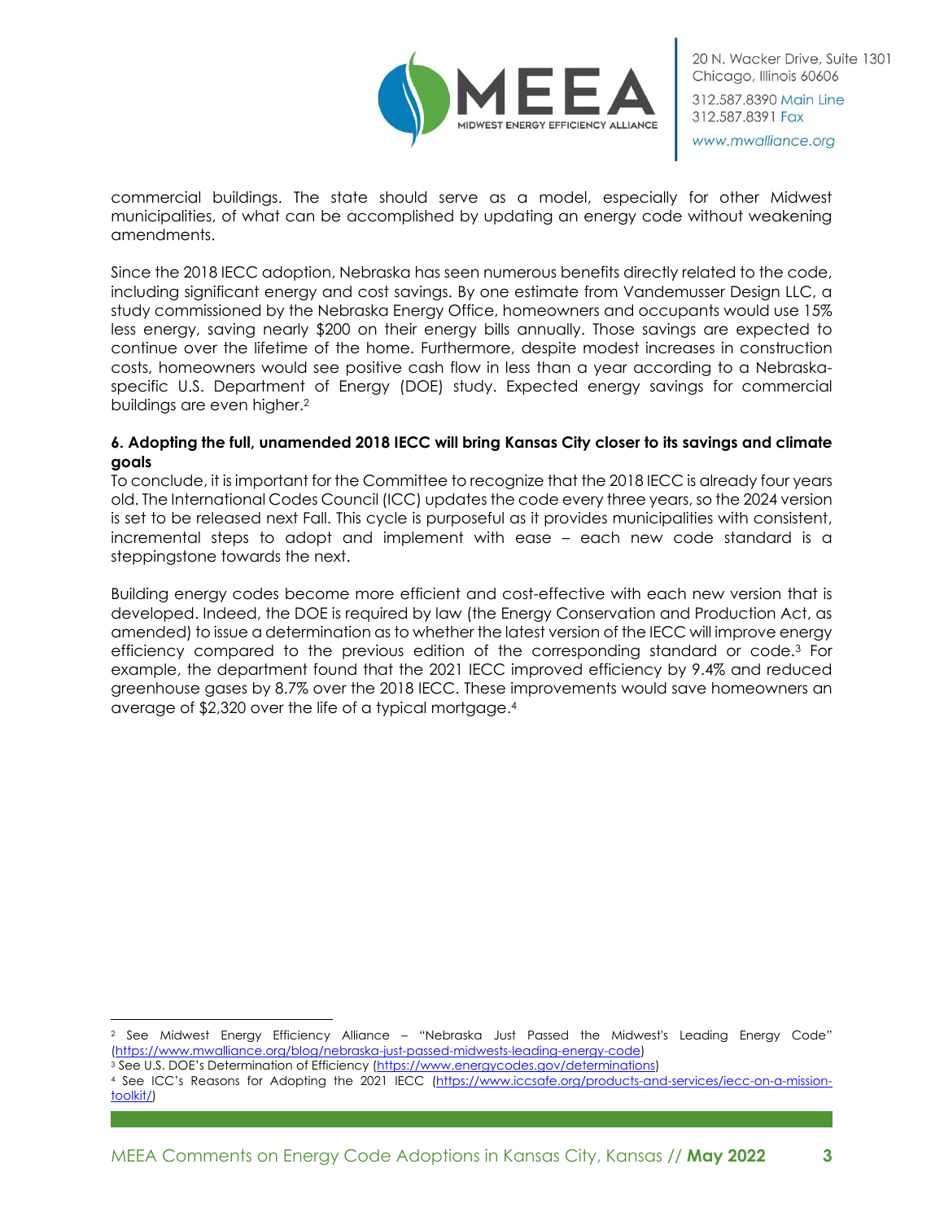commercial buildings. The state should serve as a model, especially for other Midwest municipalities, of what can be accomplished by updating an energy code without weakening amendments.

Since the 2018 IECC adoption, Nebraska has seen numerous benefits directly related to the code, including significant energy and cost savings. By one estimate from Vandemusser Design LLC, a study commissioned by the Nebraska Energy Office, homeowners and occupants would use 15% less energy, saving nearly $200 on their energy bills annually. Those savings are expected to continue over the lifetime of the home. Furthermore, despite modest increases in construction costs, homeowners would see positive cash flow in less than a year according to a Nebraska-specific U.S. Department of Energy (DOE) study. Expected energy savings for commercial buildings are even higher.[2]

**6. Adopting the full, unamended 2018 IECC will bring Kansas City closer to its savings and climate goals**

To conclude, it is important for the Committee to recognize that the 2018 IECC is already four years old. The International Codes Council (ICC) updates the code every three years, so the 2024 version is set to be released next Fall. This cycle is purposeful as it provides municipalities with consistent, incremental steps to adopt and implement with ease – each new code standard is a steppingstone towards the next.

Building energy codes become more efficient and cost-effective with each new version that is developed. Indeed, the DOE is required by law (the Energy Conservation and Production Act, as amended) to issue a determination as to whether the latest version of the IECC will improve energy efficiency compared to the previous edition of the corresponding standard or code.[3] For example, the department found that the 2021 IECC improved efficiency by 9.4% and reduced greenhouse gases by 8.7% over the 2018 IECC. These improvements would save homeowners an average of $2,320 over the life of a typical mortgage.[4]

---

[2] See Midwest Energy Efficiency Alliance – "Nebraska Just Passed the Midwest's Leading Energy Code" (https://www.mwalliance.org/blog/nebraska-just-passed-midwests-leading-energy-code)

[3] See U.S. DOE's Determination of Efficiency (https://www.energycodes.gov/determinations)

[4] See ICC's Reasons for Adopting the 2021 IECC (https://www.iccsafe.org/products-and-services/iecc-on-a-mission-toolkit/)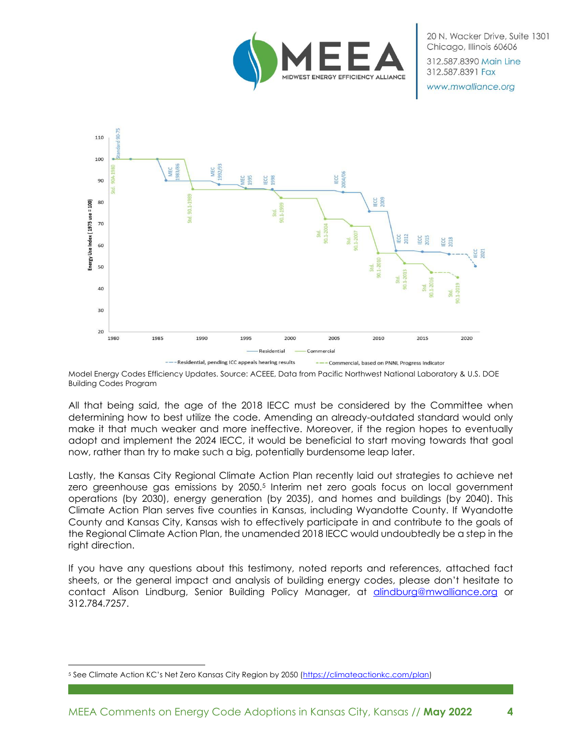Model Energy Codes Efficiency Updates. Source: ACEEE, Data from Pacific Northwest National Laboratory & U.S. DOE Building Codes Program

All that being said, the age of the 2018 IECC must be considered by the Committee when determining how to best utilize the code. Amending an already-outdated standard would only make it that much weaker and more ineffective. Moreover, if the region hopes to eventually adopt and implement the 2024 IECC, it would be beneficial to start moving towards that goal now, rather than try to make such a big, potentially burdensome leap later.

Lastly, the Kansas City Regional Climate Action Plan recently laid out strategies to achieve net zero greenhouse gas emissions by 2050.[5] Interim net zero goals focus on local government operations (by 2030), energy generation (by 2035), and homes and buildings (by 2040). This Climate Action Plan serves five counties in Kansas, including Wyandotte County. If Wyandotte County and Kansas City, Kansas wish to effectively participate in and contribute to the goals of the Regional Climate Action Plan, the unamended 2018 IECC would undoubtedly be a step in the right direction.

If you have any questions about this testimony, noted reports and references, attached fact sheets, or the general impact and analysis of building energy codes, please don't hesitate to contact Alison Lindburg, Senior Building Policy Manager, at alindburg@mwalliance.org or 312.784.7257.

---

[5] See Climate Action KC's Net Zero Kansas City Region by 2050 (https://climateactionkc.com/plan)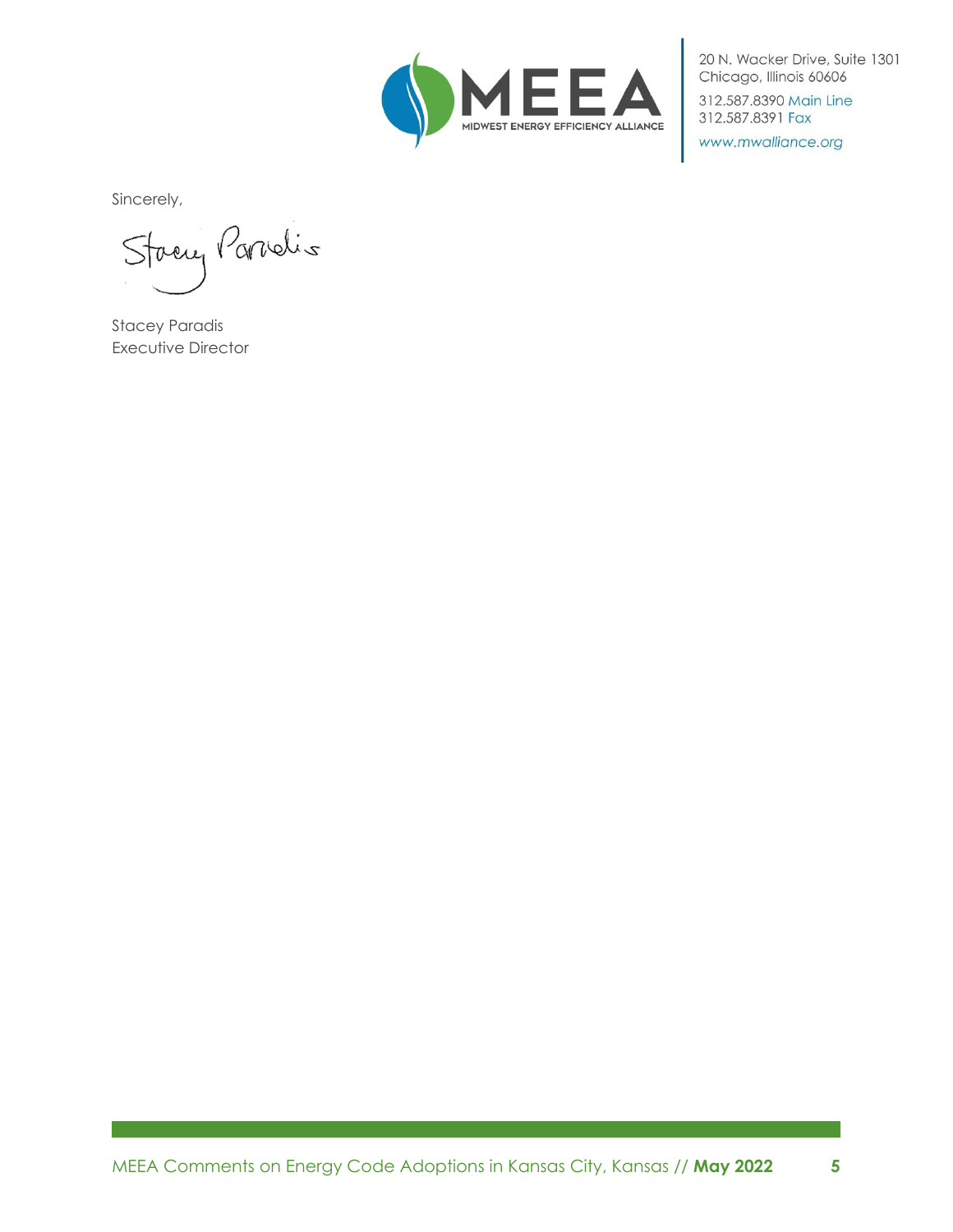Sincerely,

Stacey Paradis
Executive Director